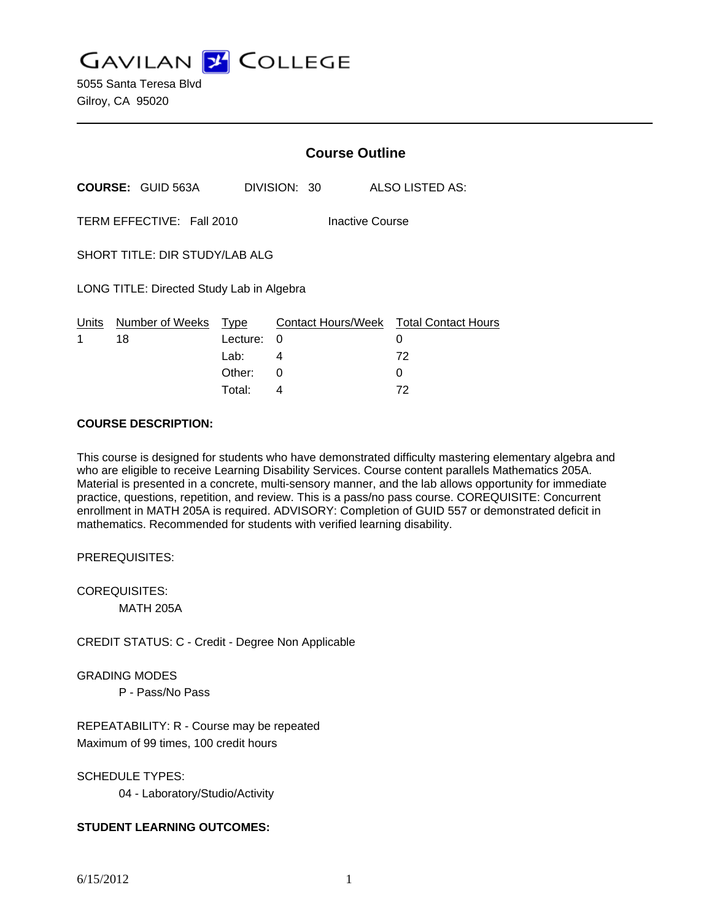# GAVILAN COLLEGE

5055 Santa Teresa Blvd
Gilroy, CA 95020

---

## Course Outline

**COURSE:** GUID 563A DIVISION: 30 ALSO LISTED AS:

TERM EFFECTIVE: Fall 2010 Inactive Course

SHORT TITLE: DIR STUDY/LAB ALG

LONG TITLE: Directed Study Lab in Algebra

| Units | Number of Weeks | Type | Contact Hours/Week | Total Contact Hours |
|---|---|---|---|---|
| 1 | 18 | Lecture: | 0 | 0 |
| | | Lab: | 4 | 72 |
| | | Other: | 0 | 0 |
| | | Total: | 4 | 72 |

**COURSE DESCRIPTION:**

This course is designed for students who have demonstrated difficulty mastering elementary algebra and who are eligible to receive Learning Disability Services. Course content parallels Mathematics 205A. Material is presented in a concrete, multi-sensory manner, and the lab allows opportunity for immediate practice, questions, repetition, and review. This is a pass/no pass course. COREQUISITE: Concurrent enrollment in MATH 205A is required. ADVISORY: Completion of GUID 557 or demonstrated deficit in mathematics. Recommended for students with verified learning disability.

PREREQUISITES:

COREQUISITES:

MATH 205A

CREDIT STATUS: C - Credit - Degree Non Applicable

GRADING MODES

P - Pass/No Pass

REPEATABILITY: R - Course may be repeated
Maximum of 99 times, 100 credit hours

SCHEDULE TYPES:

04 - Laboratory/Studio/Activity

**STUDENT LEARNING OUTCOMES:**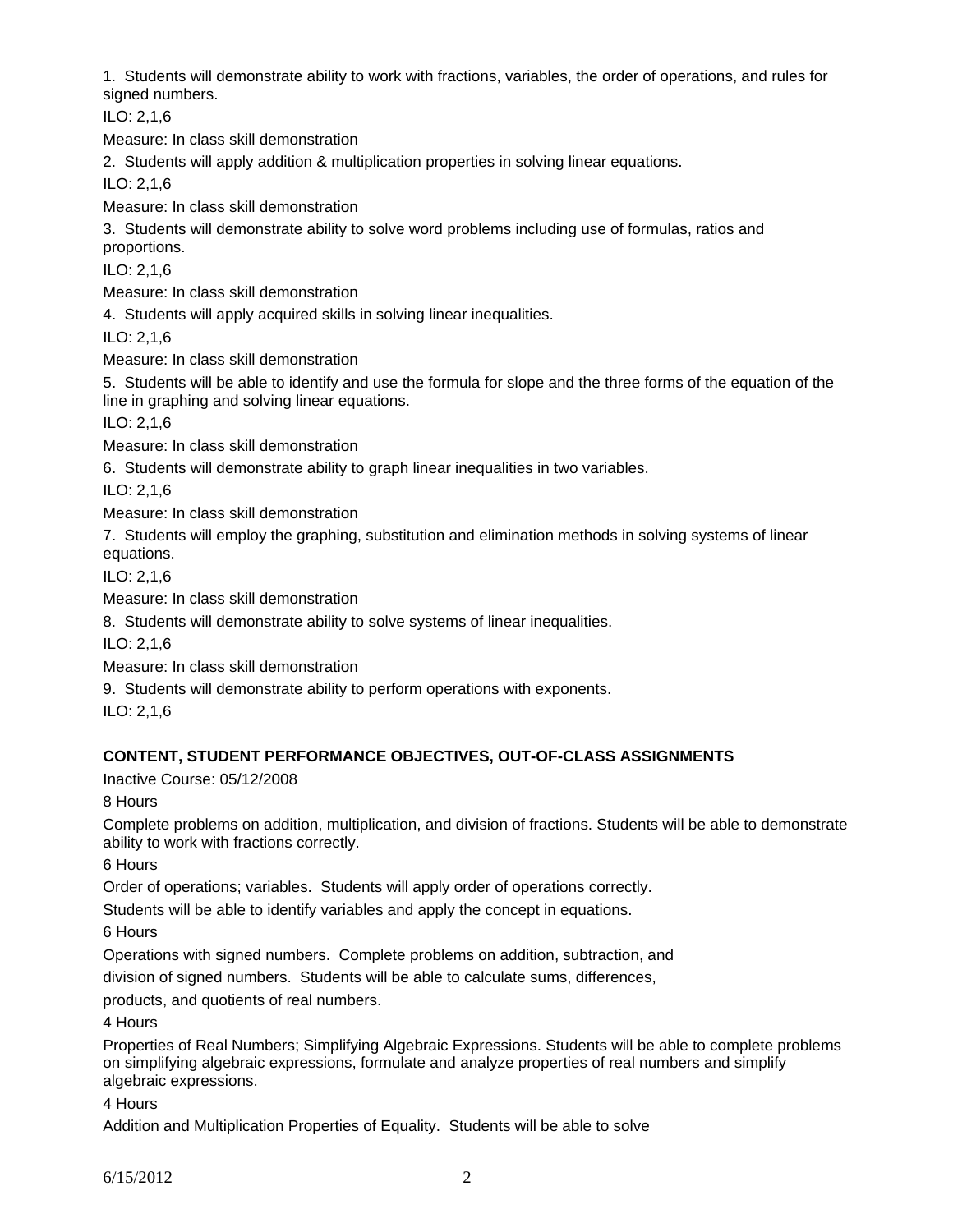1. Students will demonstrate ability to work with fractions, variables, the order of operations, and rules for signed numbers.

ILO: 2,1,6

Measure: In class skill demonstration

2. Students will apply addition & multiplication properties in solving linear equations.

ILO: 2,1,6

Measure: In class skill demonstration

3. Students will demonstrate ability to solve word problems including use of formulas, ratios and proportions.

ILO: 2,1,6

Measure: In class skill demonstration

4. Students will apply acquired skills in solving linear inequalities.

ILO: 2,1,6

Measure: In class skill demonstration

5. Students will be able to identify and use the formula for slope and the three forms of the equation of the line in graphing and solving linear equations.

ILO: 2,1,6

Measure: In class skill demonstration

6. Students will demonstrate ability to graph linear inequalities in two variables.

ILO: 2,1,6

Measure: In class skill demonstration

7. Students will employ the graphing, substitution and elimination methods in solving systems of linear equations.

ILO: 2,1,6

Measure: In class skill demonstration

8. Students will demonstrate ability to solve systems of linear inequalities.

ILO: 2,1,6

Measure: In class skill demonstration

9. Students will demonstrate ability to perform operations with exponents.

ILO: 2,1,6

## CONTENT, STUDENT PERFORMANCE OBJECTIVES, OUT-OF-CLASS ASSIGNMENTS

Inactive Course: 05/12/2008

8 Hours

Complete problems on addition, multiplication, and division of fractions. Students will be able to demonstrate ability to work with fractions correctly.

6 Hours

Order of operations; variables. Students will apply order of operations correctly.

Students will be able to identify variables and apply the concept in equations.

6 Hours

Operations with signed numbers. Complete problems on addition, subtraction, and division of signed numbers. Students will be able to calculate sums, differences, products, and quotients of real numbers.

4 Hours

Properties of Real Numbers; Simplifying Algebraic Expressions. Students will be able to complete problems on simplifying algebraic expressions, formulate and analyze properties of real numbers and simplify algebraic expressions.

4 Hours

Addition and Multiplication Properties of Equality. Students will be able to solve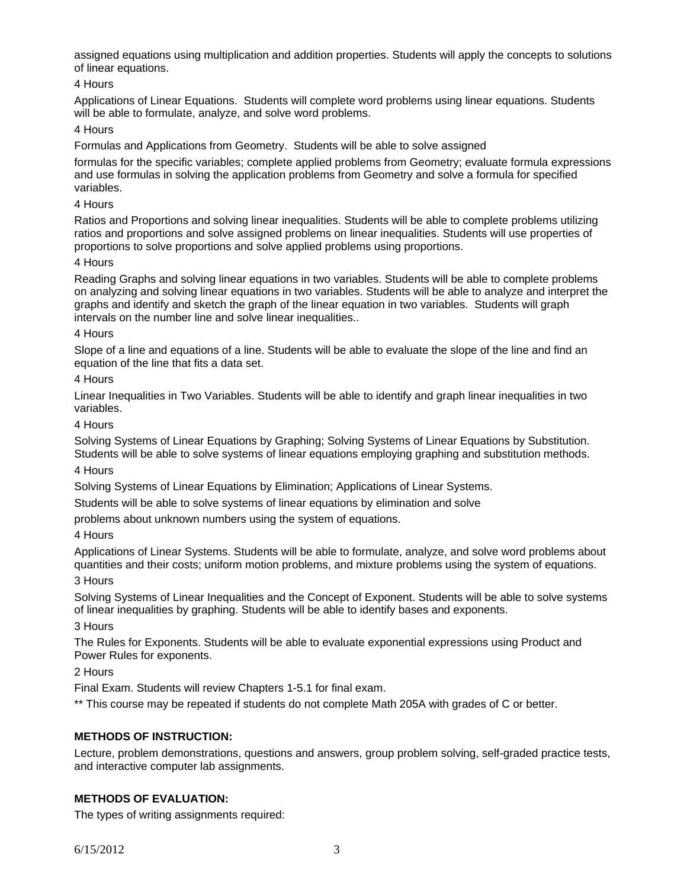assigned equations using multiplication and addition properties. Students will apply the concepts to solutions of linear equations.

4 Hours

Applications of Linear Equations. Students will complete word problems using linear equations. Students will be able to formulate, analyze, and solve word problems.

4 Hours

Formulas and Applications from Geometry. Students will be able to solve assigned

formulas for the specific variables; complete applied problems from Geometry; evaluate formula expressions and use formulas in solving the application problems from Geometry and solve a formula for specified variables.

4 Hours

Ratios and Proportions and solving linear inequalities. Students will be able to complete problems utilizing ratios and proportions and solve assigned problems on linear inequalities. Students will use properties of proportions to solve proportions and solve applied problems using proportions.

4 Hours

Reading Graphs and solving linear equations in two variables. Students will be able to complete problems on analyzing and solving linear equations in two variables. Students will be able to analyze and interpret the graphs and identify and sketch the graph of the linear equation in two variables. Students will graph intervals on the number line and solve linear inequalities..

4 Hours

Slope of a line and equations of a line. Students will be able to evaluate the slope of the line and find an equation of the line that fits a data set.

4 Hours

Linear Inequalities in Two Variables. Students will be able to identify and graph linear inequalities in two variables.

4 Hours

Solving Systems of Linear Equations by Graphing; Solving Systems of Linear Equations by Substitution. Students will be able to solve systems of linear equations employing graphing and substitution methods.

4 Hours

Solving Systems of Linear Equations by Elimination; Applications of Linear Systems.

Students will be able to solve systems of linear equations by elimination and solve

problems about unknown numbers using the system of equations.

4 Hours

Applications of Linear Systems. Students will be able to formulate, analyze, and solve word problems about quantities and their costs; uniform motion problems, and mixture problems using the system of equations.

3 Hours

Solving Systems of Linear Inequalities and the Concept of Exponent. Students will be able to solve systems of linear inequalities by graphing. Students will be able to identify bases and exponents.

3 Hours

The Rules for Exponents. Students will be able to evaluate exponential expressions using Product and Power Rules for exponents.

2 Hours

Final Exam. Students will review Chapters 1-5.1 for final exam.

** This course may be repeated if students do not complete Math 205A with grades of C or better.

**METHODS OF INSTRUCTION:**

Lecture, problem demonstrations, questions and answers, group problem solving, self-graded practice tests, and interactive computer lab assignments.

**METHODS OF EVALUATION:**

The types of writing assignments required: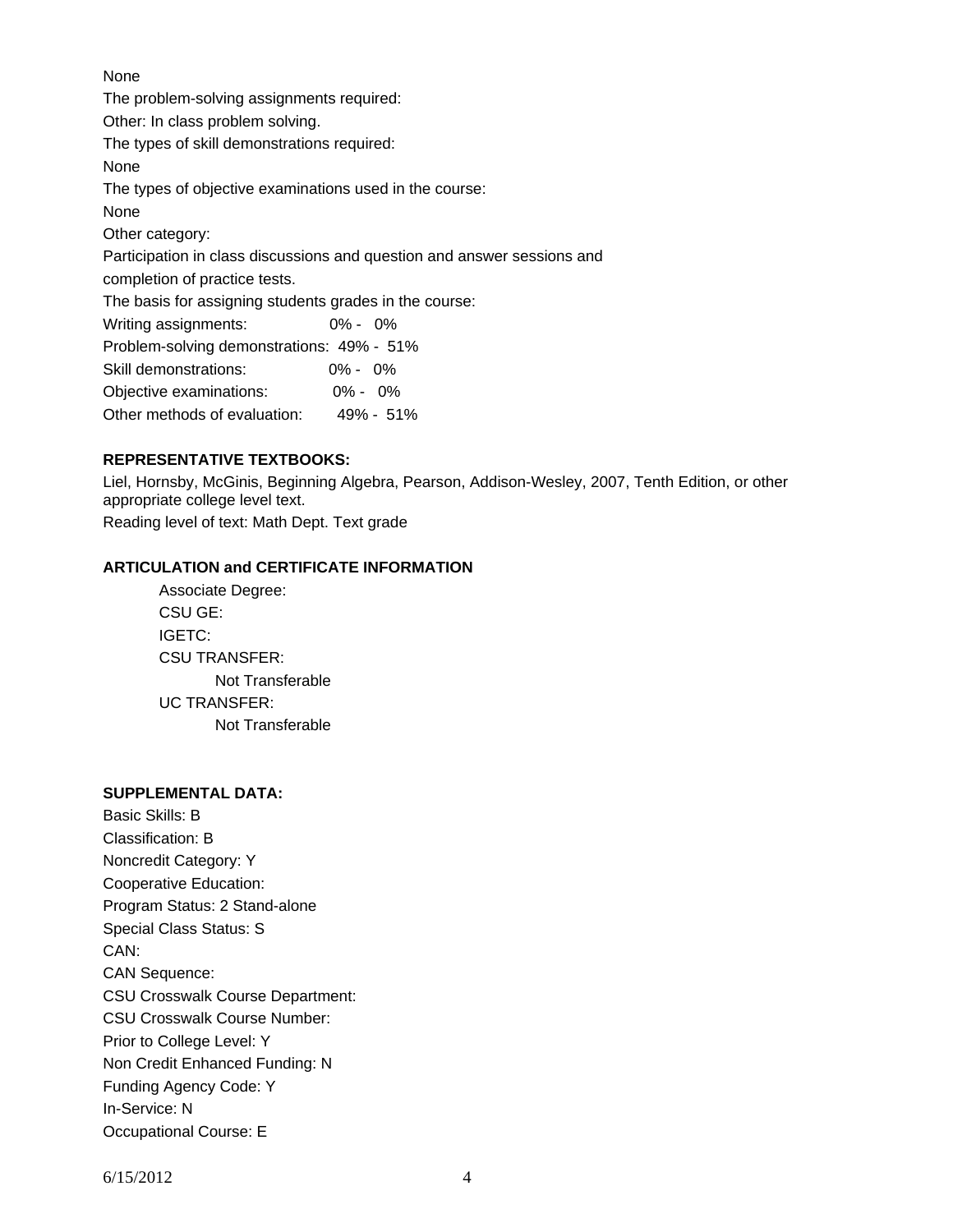None

The problem-solving assignments required:

Other: In class problem solving.

The types of skill demonstrations required:

None

The types of objective examinations used in the course:

None

Other category:

Participation in class discussions and question and answer sessions and completion of practice tests.

The basis for assigning students grades in the course:

| | |
|---|---|
| Writing assignments: | 0% - 0% |
| Problem-solving demonstrations: | 49% - 51% |
| Skill demonstrations: | 0% - 0% |
| Objective examinations: | 0% - 0% |
| Other methods of evaluation: | 49% - 51% |

**REPRESENTATIVE TEXTBOOKS:**

Liel, Hornsby, McGinis, Beginning Algebra, Pearson, Addison-Wesley, 2007, Tenth Edition, or other appropriate college level text.

Reading level of text: Math Dept. Text grade

**ARTICULATION and CERTIFICATE INFORMATION**

Associate Degree:

CSU GE:

IGETC:

CSU TRANSFER:

Not Transferable

UC TRANSFER:

Not Transferable

**SUPPLEMENTAL DATA:**

Basic Skills: B

Classification: B

Noncredit Category: Y

Cooperative Education:

Program Status: 2 Stand-alone

Special Class Status: S

CAN:

CAN Sequence:

CSU Crosswalk Course Department:

CSU Crosswalk Course Number:

Prior to College Level: Y

Non Credit Enhanced Funding: N

Funding Agency Code: Y

In-Service: N

Occupational Course: E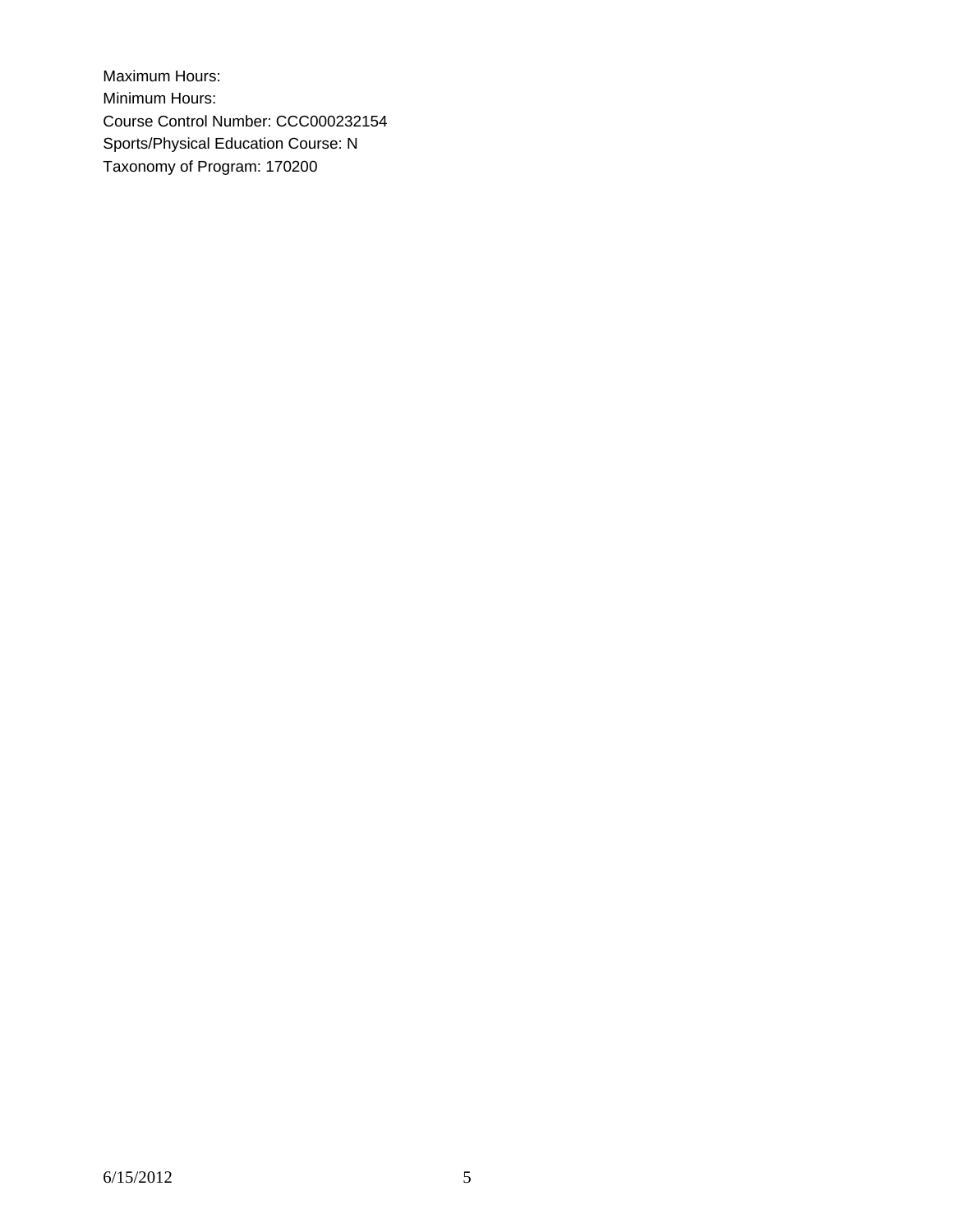Maximum Hours:
Minimum Hours:
Course Control Number: CCC000232154
Sports/Physical Education Course: N
Taxonomy of Program: 170200